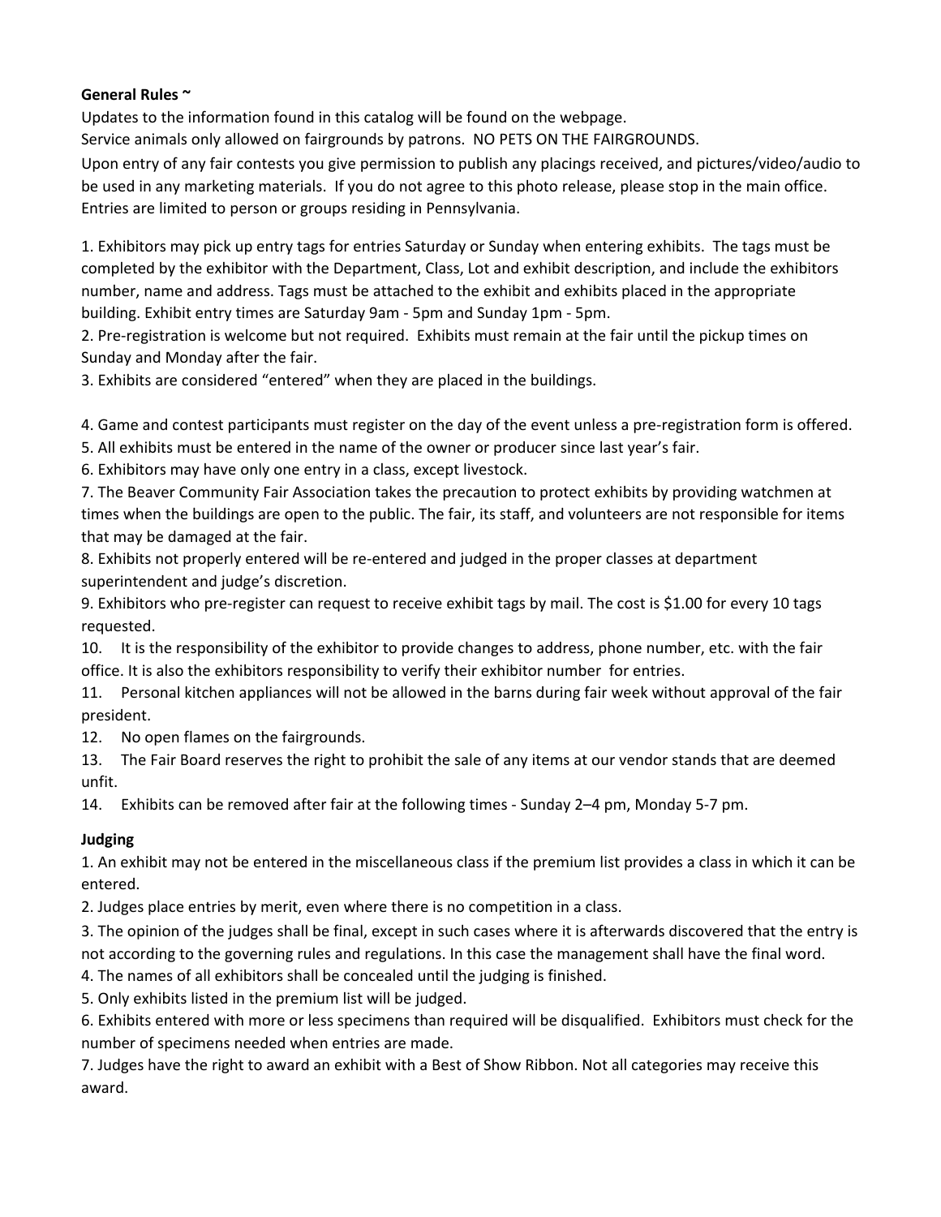**General Rules ~**

Updates to the information found in this catalog will be found on the webpage.

Service animals only allowed on fairgrounds by patrons. NO PETS ON THE FAIRGROUNDS.

Upon entry of any fair contests you give permission to publish any placings received, and pictures/video/audio to be used in any marketing materials. If you do not agree to this photo release, please stop in the main office.

Entries are limited to person or groups residing in Pennsylvania.

1. Exhibitors may pick up entry tags for entries Saturday or Sunday when entering exhibits. The tags must be completed by the exhibitor with the Department, Class, Lot and exhibit description, and include the exhibitors number, name and address. Tags must be attached to the exhibit and exhibits placed in the appropriate building. Exhibit entry times are Saturday 9am - 5pm and Sunday 1pm - 5pm.
2. Pre-registration is welcome but not required. Exhibits must remain at the fair until the pickup times on Sunday and Monday after the fair.
3. Exhibits are considered "entered" when they are placed in the buildings.
4. Game and contest participants must register on the day of the event unless a pre-registration form is offered.
5. All exhibits must be entered in the name of the owner or producer since last year's fair.
6. Exhibitors may have only one entry in a class, except livestock.
7. The Beaver Community Fair Association takes the precaution to protect exhibits by providing watchmen at times when the buildings are open to the public. The fair, its staff, and volunteers are not responsible for items that may be damaged at the fair.
8. Exhibits not properly entered will be re-entered and judged in the proper classes at department superintendent and judge's discretion.
9. Exhibitors who pre-register can request to receive exhibit tags by mail. The cost is $1.00 for every 10 tags requested.
10. It is the responsibility of the exhibitor to provide changes to address, phone number, etc. with the fair office. It is also the exhibitors responsibility to verify their exhibitor number for entries.
11. Personal kitchen appliances will not be allowed in the barns during fair week without approval of the fair president.
12. No open flames on the fairgrounds.
13. The Fair Board reserves the right to prohibit the sale of any items at our vendor stands that are deemed unfit.
14. Exhibits can be removed after fair at the following times - Sunday 2–4 pm, Monday 5-7 pm.

**Judging**

1. An exhibit may not be entered in the miscellaneous class if the premium list provides a class in which it can be entered.
2. Judges place entries by merit, even where there is no competition in a class.
3. The opinion of the judges shall be final, except in such cases where it is afterwards discovered that the entry is not according to the governing rules and regulations. In this case the management shall have the final word.
4. The names of all exhibitors shall be concealed until the judging is finished.
5. Only exhibits listed in the premium list will be judged.
6. Exhibits entered with more or less specimens than required will be disqualified. Exhibitors must check for the number of specimens needed when entries are made.
7. Judges have the right to award an exhibit with a Best of Show Ribbon. Not all categories may receive this award.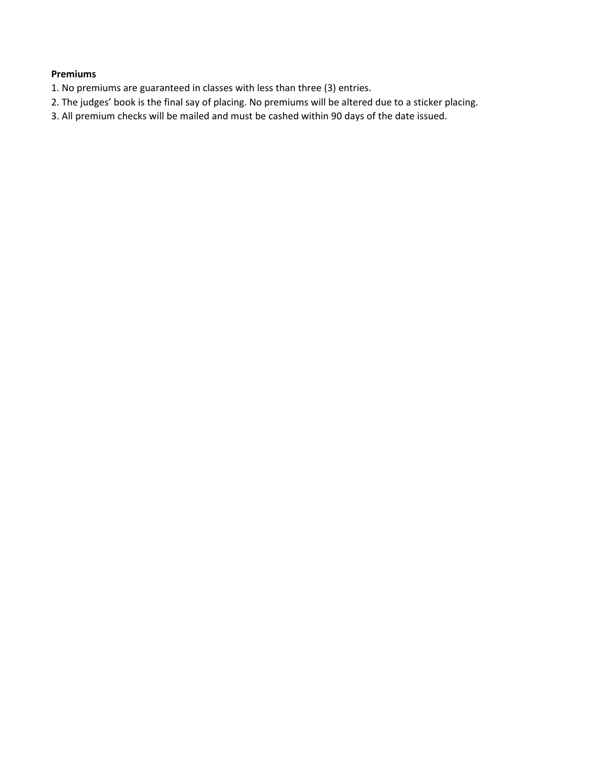**Premiums**

1. No premiums are guaranteed in classes with less than three (3) entries.
2. The judges' book is the final say of placing. No premiums will be altered due to a sticker placing.
3. All premium checks will be mailed and must be cashed within 90 days of the date issued.